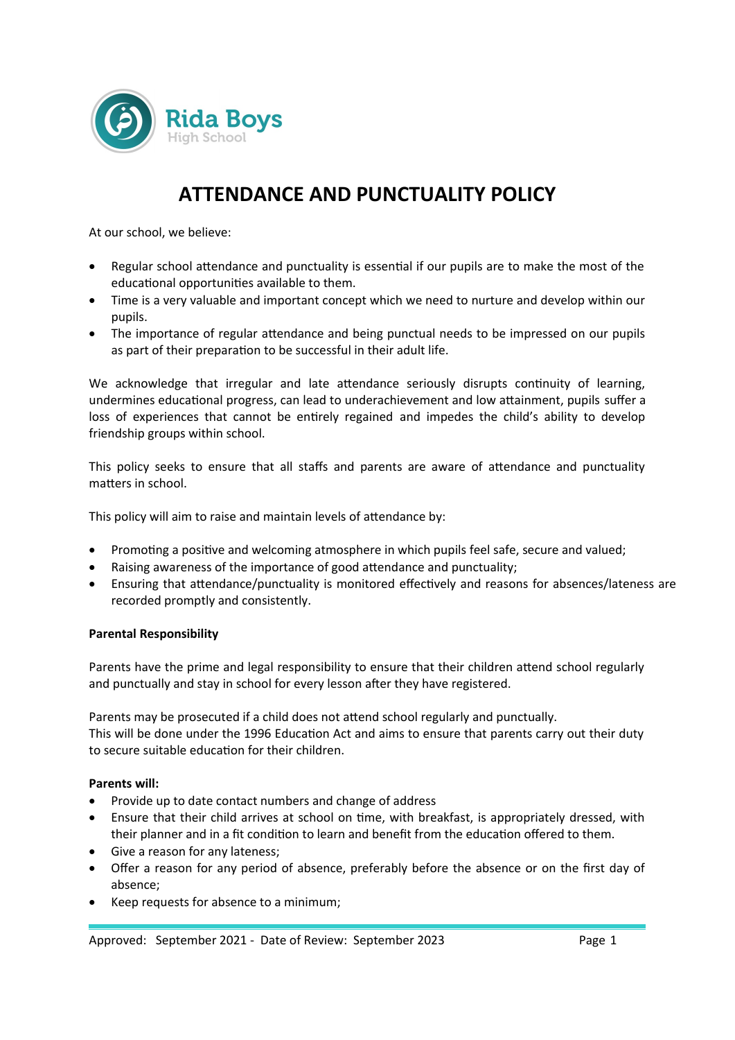Rida Boys
High School

# ATTENDANCE AND PUNCTUALITY POLICY

At our school, we believe:

- Regular school attendance and punctuality is essential if our pupils are to make the most of the educational opportunities available to them.
- Time is a very valuable and important concept which we need to nurture and develop within our pupils.
- The importance of regular attendance and being punctual needs to be impressed on our pupils as part of their preparation to be successful in their adult life.

We acknowledge that irregular and late attendance seriously disrupts continuity of learning, undermines educational progress, can lead to underachievement and low attainment, pupils suffer a loss of experiences that cannot be entirely regained and impedes the child's ability to develop friendship groups within school.

This policy seeks to ensure that all staffs and parents are aware of attendance and punctuality matters in school.

This policy will aim to raise and maintain levels of attendance by:

- Promoting a positive and welcoming atmosphere in which pupils feel safe, secure and valued;
- Raising awareness of the importance of good attendance and punctuality;
- Ensuring that attendance/punctuality is monitored effectively and reasons for absences/lateness are recorded promptly and consistently.

**Parental Responsibility**

Parents have the prime and legal responsibility to ensure that their children attend school regularly and punctually and stay in school for every lesson after they have registered.

Parents may be prosecuted if a child does not attend school regularly and punctually.
This will be done under the 1996 Education Act and aims to ensure that parents carry out their duty to secure suitable education for their children.

**Parents will:**

- Provide up to date contact numbers and change of address
- Ensure that their child arrives at school on time, with breakfast, is appropriately dressed, with their planner and in a fit condition to learn and benefit from the education offered to them.
- Give a reason for any lateness;
- Offer a reason for any period of absence, preferably before the absence or on the first day of absence;
- Keep requests for absence to a minimum;

Approved: September 2021 - Date of Review: September 2023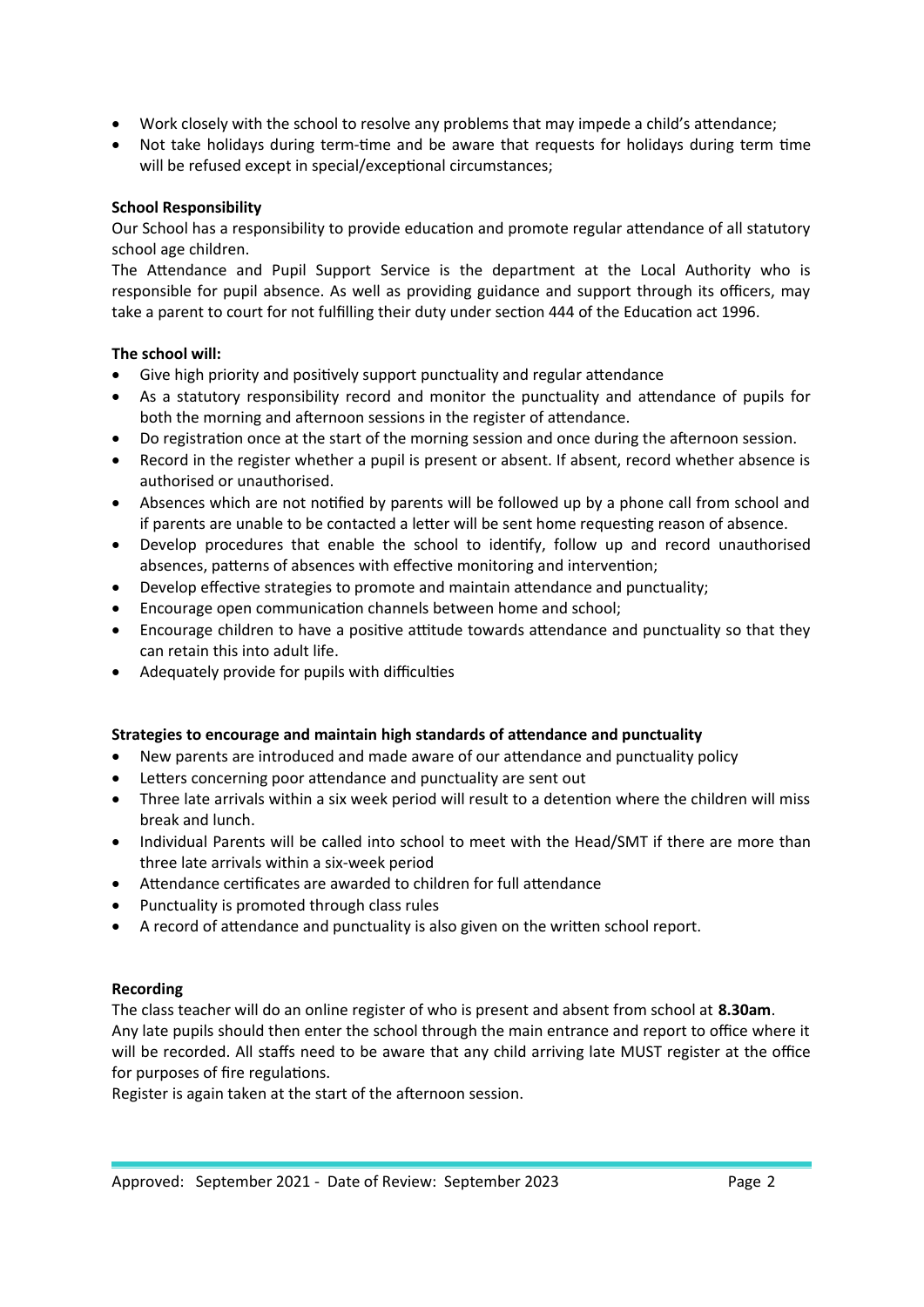- Work closely with the school to resolve any problems that may impede a child's attendance;
- Not take holidays during term-time and be aware that requests for holidays during term time will be refused except in special/exceptional circumstances;

**School Responsibility**

Our School has a responsibility to provide education and promote regular attendance of all statutory school age children.

The Attendance and Pupil Support Service is the department at the Local Authority who is responsible for pupil absence. As well as providing guidance and support through its officers, may take a parent to court for not fulfilling their duty under section 444 of the Education act 1996.

**The school will:**

- Give high priority and positively support punctuality and regular attendance
- As a statutory responsibility record and monitor the punctuality and attendance of pupils for both the morning and afternoon sessions in the register of attendance.
- Do registration once at the start of the morning session and once during the afternoon session.
- Record in the register whether a pupil is present or absent. If absent, record whether absence is authorised or unauthorised.
- Absences which are not notified by parents will be followed up by a phone call from school and if parents are unable to be contacted a letter will be sent home requesting reason of absence.
- Develop procedures that enable the school to identify, follow up and record unauthorised absences, patterns of absences with effective monitoring and intervention;
- Develop effective strategies to promote and maintain attendance and punctuality;
- Encourage open communication channels between home and school;
- Encourage children to have a positive attitude towards attendance and punctuality so that they can retain this into adult life.
- Adequately provide for pupils with difficulties

**Strategies to encourage and maintain high standards of attendance and punctuality**

- New parents are introduced and made aware of our attendance and punctuality policy
- Letters concerning poor attendance and punctuality are sent out
- Three late arrivals within a six week period will result to a detention where the children will miss break and lunch.
- Individual Parents will be called into school to meet with the Head/SMT if there are more than three late arrivals within a six-week period
- Attendance certificates are awarded to children for full attendance
- Punctuality is promoted through class rules
- A record of attendance and punctuality is also given on the written school report.

**Recording**

The class teacher will do an online register of who is present and absent from school at **8.30am**.
Any late pupils should then enter the school through the main entrance and report to office where it will be recorded. All staffs need to be aware that any child arriving late MUST register at the office for purposes of fire regulations.
Register is again taken at the start of the afternoon session.

Approved: September 2021 - Date of Review: September 2023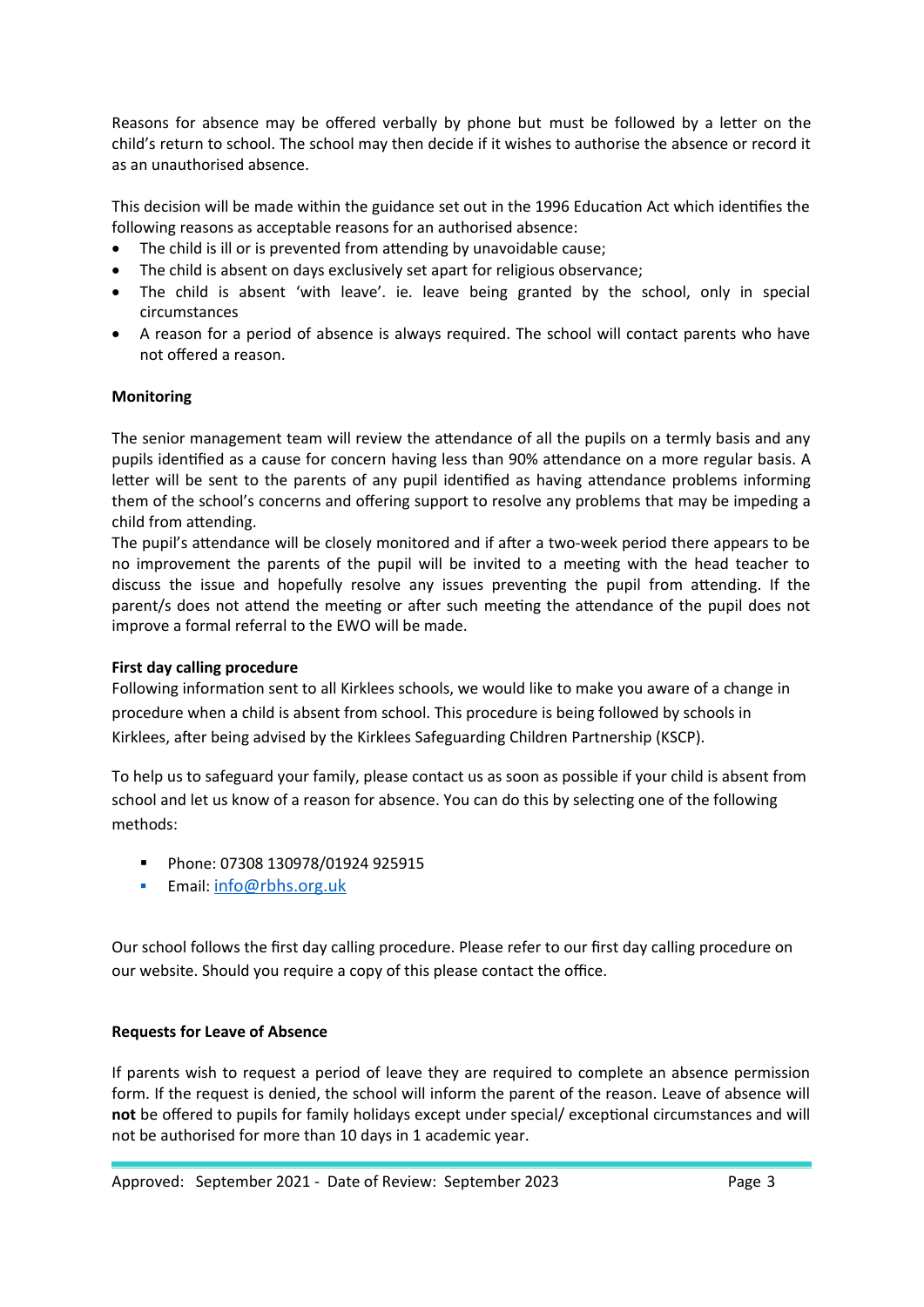Reasons for absence may be offered verbally by phone but must be followed by a letter on the child's return to school. The school may then decide if it wishes to authorise the absence or record it as an unauthorised absence.

This decision will be made within the guidance set out in the 1996 Education Act which identifies the following reasons as acceptable reasons for an authorised absence:

- The child is ill or is prevented from attending by unavoidable cause;
- The child is absent on days exclusively set apart for religious observance;
- The child is absent 'with leave'. ie. leave being granted by the school, only in special circumstances
- A reason for a period of absence is always required. The school will contact parents who have not offered a reason.

**Monitoring**

The senior management team will review the attendance of all the pupils on a termly basis and any pupils identified as a cause for concern having less than 90% attendance on a more regular basis. A letter will be sent to the parents of any pupil identified as having attendance problems informing them of the school's concerns and offering support to resolve any problems that may be impeding a child from attending.

The pupil's attendance will be closely monitored and if after a two-week period there appears to be no improvement the parents of the pupil will be invited to a meeting with the head teacher to discuss the issue and hopefully resolve any issues preventing the pupil from attending. If the parent/s does not attend the meeting or after such meeting the attendance of the pupil does not improve a formal referral to the EWO will be made.

**First day calling procedure**

Following information sent to all Kirklees schools, we would like to make you aware of a change in procedure when a child is absent from school. This procedure is being followed by schools in Kirklees, after being advised by the Kirklees Safeguarding Children Partnership (KSCP).

To help us to safeguard your family, please contact us as soon as possible if your child is absent from school and let us know of a reason for absence. You can do this by selecting one of the following methods:

- Phone: 07308 130978/01924 925915
- Email: [info@rbhs.org.uk](mailto:info@rbhs.org.uk)

Our school follows the first day calling procedure. Please refer to our first day calling procedure on our website. Should you require a copy of this please contact the office.

**Requests for Leave of Absence**

If parents wish to request a period of leave they are required to complete an absence permission form. If the request is denied, the school will inform the parent of the reason. Leave of absence will **not** be offered to pupils for family holidays except under special/ exceptional circumstances and will not be authorised for more than 10 days in 1 academic year.

Approved: September 2021 - Date of Review: September 2023